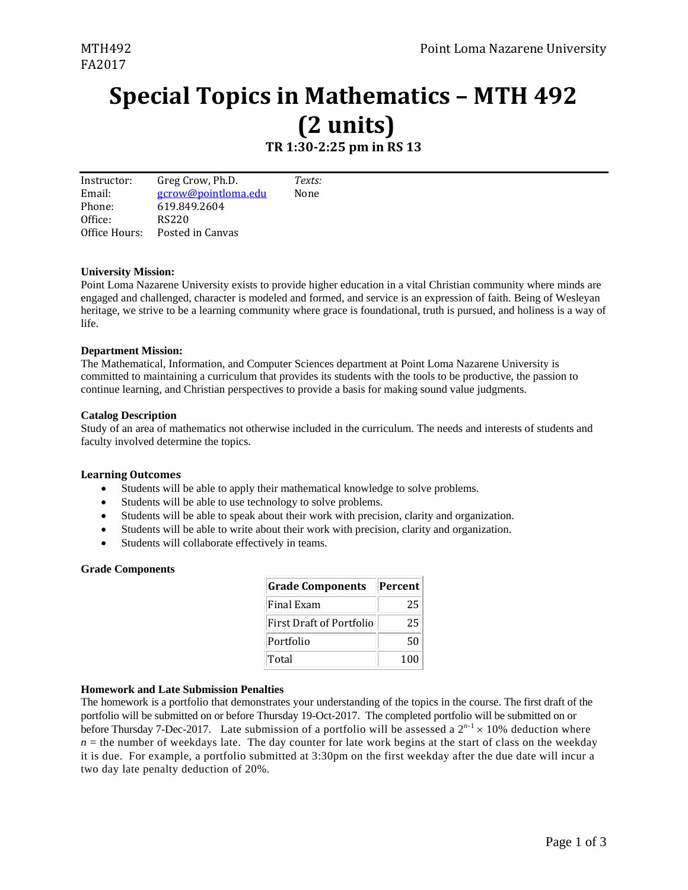MTH492
FA2017

Point Loma Nazarene University

# Special Topics in Mathematics – MTH 492 (2 units)

### TR 1:30-2:25 pm in RS 13

| | | |
|---|---|---|
| Instructor: | Greg Crow, Ph.D. | *Texts:* |
| Email: | gcrow@pointloma.edu | None |
| Phone: | 619.849.2604 | |
| Office: | RS220 | |
| Office Hours: | Posted in Canvas | |

**University Mission:**
Point Loma Nazarene University exists to provide higher education in a vital Christian community where minds are engaged and challenged, character is modeled and formed, and service is an expression of faith. Being of Wesleyan heritage, we strive to be a learning community where grace is foundational, truth is pursued, and holiness is a way of life.

**Department Mission:**
The Mathematical, Information, and Computer Sciences department at Point Loma Nazarene University is committed to maintaining a curriculum that provides its students with the tools to be productive, the passion to continue learning, and Christian perspectives to provide a basis for making sound value judgments.

**Catalog Description**
Study of an area of mathematics not otherwise included in the curriculum. The needs and interests of students and faculty involved determine the topics.

**Learning Outcomes**

- Students will be able to apply their mathematical knowledge to solve problems.
- Students will be able to use technology to solve problems.
- Students will be able to speak about their work with precision, clarity and organization.
- Students will be able to write about their work with precision, clarity and organization.
- Students will collaborate effectively in teams.

**Grade Components**

| Grade Components | Percent |
|---|---|
| Final Exam | 25 |
| First Draft of Portfolio | 25 |
| Portfolio | 50 |
| Total | 100 |

**Homework and Late Submission Penalties**
The homework is a portfolio that demonstrates your understanding of the topics in the course. The first draft of the portfolio will be submitted on or before Thursday 19-Oct-2017. The completed portfolio will be submitted on or before Thursday 7-Dec-2017. Late submission of a portfolio will be assessed a $2^{n-1} \times 10\%$ deduction where $n$ = the number of weekdays late. The day counter for late work begins at the start of class on the weekday it is due. For example, a portfolio submitted at 3:30pm on the first weekday after the due date will incur a two day late penalty deduction of 20%.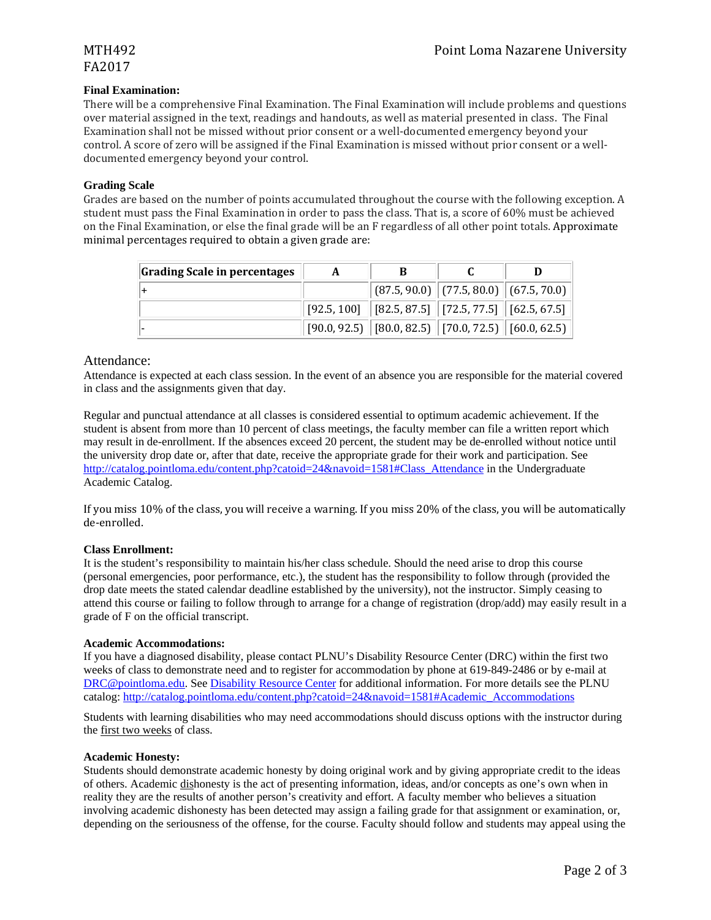**Final Examination:**

There will be a comprehensive Final Examination. The Final Examination will include problems and questions over material assigned in the text, readings and handouts, as well as material presented in class. The Final Examination shall not be missed without prior consent or a well-documented emergency beyond your control. A score of zero will be assigned if the Final Examination is missed without prior consent or a well-documented emergency beyond your control.

**Grading Scale**

Grades are based on the number of points accumulated throughout the course with the following exception. A student must pass the Final Examination in order to pass the class. That is, a score of 60% must be achieved on the Final Examination, or else the final grade will be an F regardless of all other point totals. Approximate minimal percentages required to obtain a given grade are:

| Grading Scale in percentages | A | B | C | D |
|---|---|---|---|---|
| + | | (87.5, 90.0) | (77.5, 80.0) | (67.5, 70.0) |
| | [92.5, 100] | [82.5, 87.5] | [72.5, 77.5] | [62.5, 67.5] |
| - | [90.0, 92.5) | [80.0, 82.5) | [70.0, 72.5) | [60.0, 62.5) |

## Attendance:

Attendance is expected at each class session. In the event of an absence you are responsible for the material covered in class and the assignments given that day.

Regular and punctual attendance at all classes is considered essential to optimum academic achievement. If the student is absent from more than 10 percent of class meetings, the faculty member can file a written report which may result in de-enrollment. If the absences exceed 20 percent, the student may be de-enrolled without notice until the university drop date or, after that date, receive the appropriate grade for their work and participation. See http://catalog.pointloma.edu/content.php?catoid=24&navoid=1581#Class_Attendance in the Undergraduate Academic Catalog.

If you miss 10% of the class, you will receive a warning. If you miss 20% of the class, you will be automatically de-enrolled.

**Class Enrollment:**

It is the student's responsibility to maintain his/her class schedule. Should the need arise to drop this course (personal emergencies, poor performance, etc.), the student has the responsibility to follow through (provided the drop date meets the stated calendar deadline established by the university), not the instructor. Simply ceasing to attend this course or failing to follow through to arrange for a change of registration (drop/add) may easily result in a grade of F on the official transcript.

**Academic Accommodations:**

If you have a diagnosed disability, please contact PLNU's Disability Resource Center (DRC) within the first two weeks of class to demonstrate need and to register for accommodation by phone at 619-849-2486 or by e-mail at DRC@pointloma.edu. See Disability Resource Center for additional information. For more details see the PLNU catalog: http://catalog.pointloma.edu/content.php?catoid=24&navoid=1581#Academic_Accommodations

Students with learning disabilities who may need accommodations should discuss options with the instructor during the first two weeks of class.

**Academic Honesty:**

Students should demonstrate academic honesty by doing original work and by giving appropriate credit to the ideas of others. Academic dishonesty is the act of presenting information, ideas, and/or concepts as one's own when in reality they are the results of another person's creativity and effort. A faculty member who believes a situation involving academic dishonesty has been detected may assign a failing grade for that assignment or examination, or, depending on the seriousness of the offense, for the course. Faculty should follow and students may appeal using the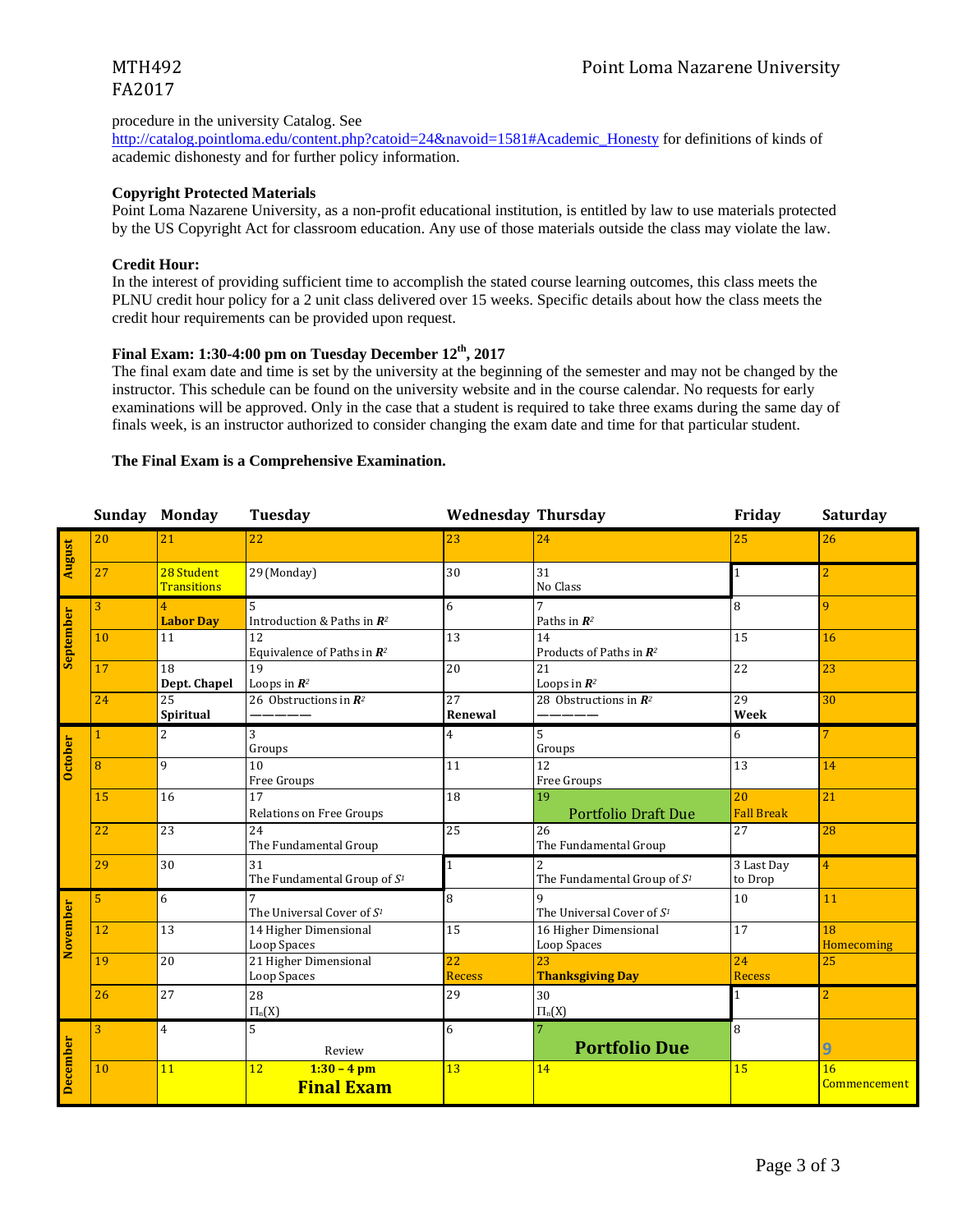procedure in the university Catalog. See http://catalog.pointloma.edu/content.php?catoid=24&navoid=1581#Academic_Honesty for definitions of kinds of academic dishonesty and for further policy information.

**Copyright Protected Materials**

Point Loma Nazarene University, as a non-profit educational institution, is entitled by law to use materials protected by the US Copyright Act for classroom education. Any use of those materials outside the class may violate the law.

**Credit Hour:**

In the interest of providing sufficient time to accomplish the stated course learning outcomes, this class meets the PLNU credit hour policy for a 2 unit class delivered over 15 weeks. Specific details about how the class meets the credit hour requirements can be provided upon request.

**Final Exam: 1:30-4:00 pm on Tuesday December 12th, 2017**

The final exam date and time is set by the university at the beginning of the semester and may not be changed by the instructor. This schedule can be found on the university website and in the course calendar. No requests for early examinations will be approved. Only in the case that a student is required to take three exams during the same day of finals week, is an instructor authorized to consider changing the exam date and time for that particular student.

**The Final Exam is a Comprehensive Examination.**

| | Sunday | Monday | Tuesday | Wednesday | Thursday | Friday | Saturday |
|---|---|---|---|---|---|---|---|
| August | 20 | 21 | 22 | 23 | 24 | 25 | 26 |
| | 27 | 28 Student Transitions | 29 (Monday) | 30 | 31 No Class | 1 | 2 |
| September | 3 | 4 **Labor Day** | 5 Introduction & Paths in $\boldsymbol{R}^2$ | 6 | 7 Paths in $\boldsymbol{R}^2$ | 8 | 9 |
| | 10 | 11 | 12 Equivalence of Paths in $\boldsymbol{R}^2$ | 13 | 14 Products of Paths in $\boldsymbol{R}^2$ | 15 | 16 |
| | 17 | 18 **Dept. Chapel** | 19 Loops in $\boldsymbol{R}^2$ | 20 | 21 Loops in $\boldsymbol{R}^2$ | 22 | 23 |
| | 24 | 25 **Spiritual** | 26 Obstructions in $\boldsymbol{R}^2$ ——— | 27 **Renewal** | 28 Obstructions in $\boldsymbol{R}^2$ ——— | 29 **Week** | 30 |
| October | 1 | 2 | 3 Groups | 4 | 5 Groups | 6 | 7 |
| | 8 | 9 | 10 Free Groups | 11 | 12 Free Groups | 13 | 14 |
| | 15 | 16 | 17 Relations on Free Groups | 18 | 19 Portfolio Draft Due | 20 Fall Break | 21 |
| | 22 | 23 | 24 The Fundamental Group | 25 | 26 The Fundamental Group | 27 | 28 |
| | 29 | 30 | 31 The Fundamental Group of $S^1$ | 1 | 2 The Fundamental Group of $S^1$ | 3 Last Day to Drop | 4 |
| November | 5 | 6 | 7 The Universal Cover of $S^1$ | 8 | 9 The Universal Cover of $S^1$ | 10 | 11 |
| | 12 | 13 | 14 Higher Dimensional Loop Spaces | 15 | 16 Higher Dimensional Loop Spaces | 17 | 18 Homecoming |
| | 19 | 20 | 21 Higher Dimensional Loop Spaces | 22 Recess | 23 **Thanksgiving Day** | 24 Recess | 25 |
| | 26 | 27 | 28 $\Pi_n(X)$ | 29 | 30 $\Pi_n(X)$ | 1 | 2 |
| December | 3 | 4 | 5 Review | 6 | 7 **Portfolio Due** | 8 | 9 |
| | 10 | 11 | 12 **1:30 – 4 pm Final Exam** | 13 | 14 | 15 | 16 Commencement |